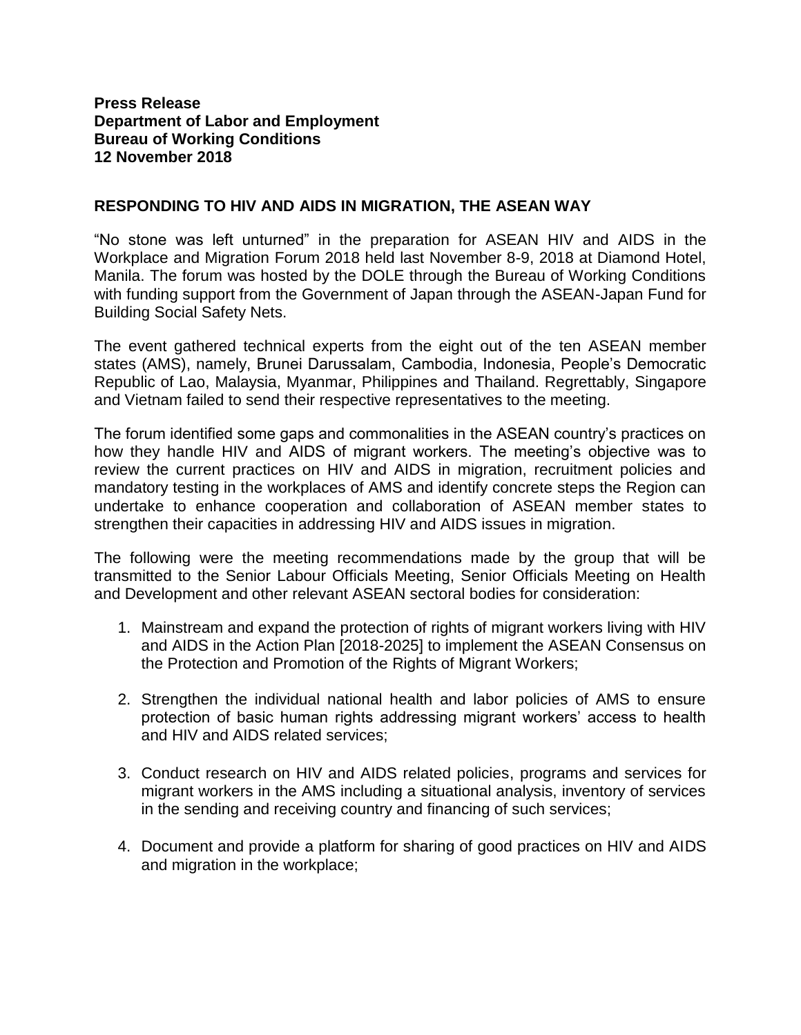**Press Release**
**Department of Labor and Employment**
**Bureau of Working Conditions**
**12 November 2018**

## RESPONDING TO HIV AND AIDS IN MIGRATION, THE ASEAN WAY

"No stone was left unturned" in the preparation for ASEAN HIV and AIDS in the Workplace and Migration Forum 2018 held last November 8-9, 2018 at Diamond Hotel, Manila. The forum was hosted by the DOLE through the Bureau of Working Conditions with funding support from the Government of Japan through the ASEAN-Japan Fund for Building Social Safety Nets.

The event gathered technical experts from the eight out of the ten ASEAN member states (AMS), namely, Brunei Darussalam, Cambodia, Indonesia, People's Democratic Republic of Lao, Malaysia, Myanmar, Philippines and Thailand. Regrettably, Singapore and Vietnam failed to send their respective representatives to the meeting.

The forum identified some gaps and commonalities in the ASEAN country's practices on how they handle HIV and AIDS of migrant workers. The meeting's objective was to review the current practices on HIV and AIDS in migration, recruitment policies and mandatory testing in the workplaces of AMS and identify concrete steps the Region can undertake to enhance cooperation and collaboration of ASEAN member states to strengthen their capacities in addressing HIV and AIDS issues in migration.

The following were the meeting recommendations made by the group that will be transmitted to the Senior Labour Officials Meeting, Senior Officials Meeting on Health and Development and other relevant ASEAN sectoral bodies for consideration:

1. Mainstream and expand the protection of rights of migrant workers living with HIV and AIDS in the Action Plan [2018-2025] to implement the ASEAN Consensus on the Protection and Promotion of the Rights of Migrant Workers;

2. Strengthen the individual national health and labor policies of AMS to ensure protection of basic human rights addressing migrant workers' access to health and HIV and AIDS related services;

3. Conduct research on HIV and AIDS related policies, programs and services for migrant workers in the AMS including a situational analysis, inventory of services in the sending and receiving country and financing of such services;

4. Document and provide a platform for sharing of good practices on HIV and AIDS and migration in the workplace;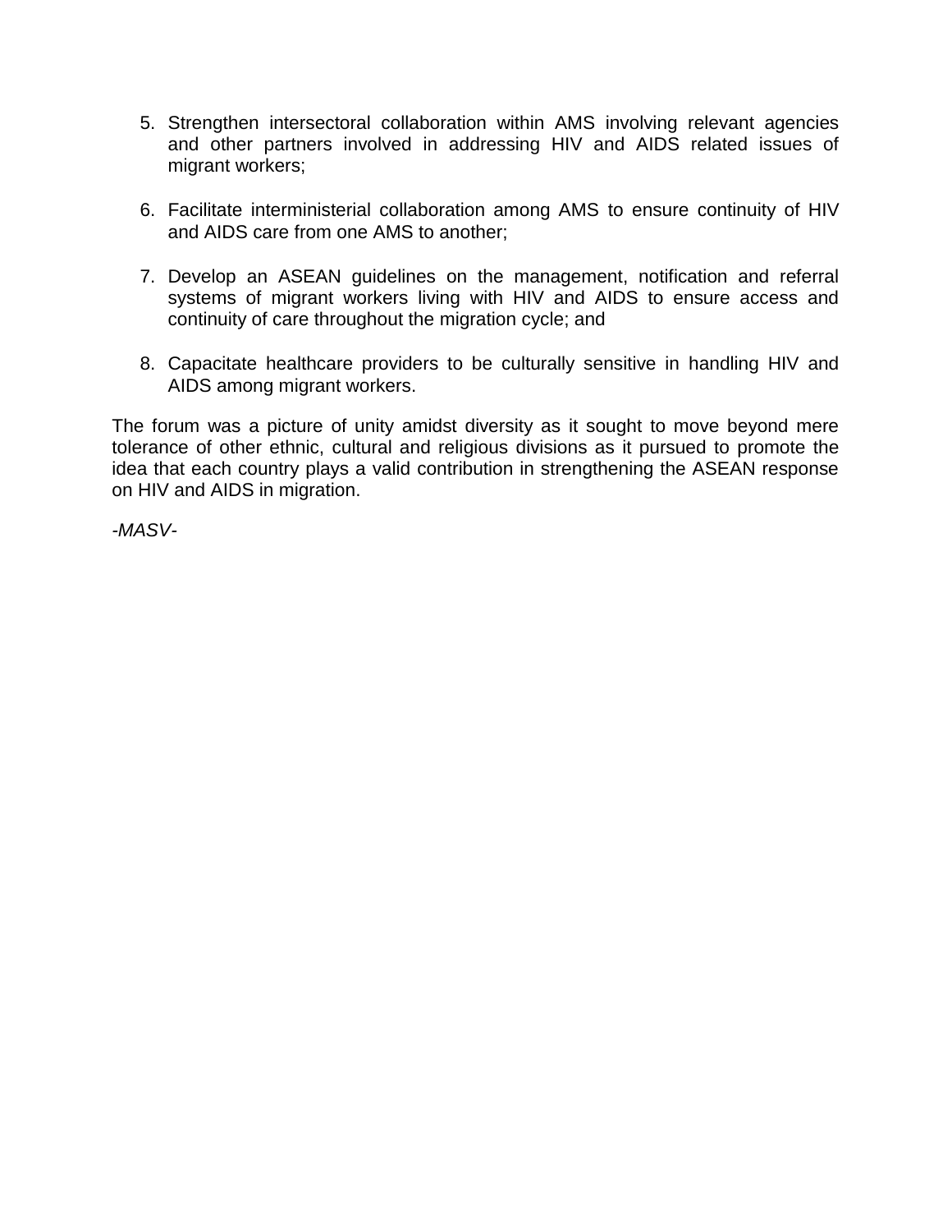5. Strengthen intersectoral collaboration within AMS involving relevant agencies and other partners involved in addressing HIV and AIDS related issues of migrant workers;

6. Facilitate interministerial collaboration among AMS to ensure continuity of HIV and AIDS care from one AMS to another;

7. Develop an ASEAN guidelines on the management, notification and referral systems of migrant workers living with HIV and AIDS to ensure access and continuity of care throughout the migration cycle; and

8. Capacitate healthcare providers to be culturally sensitive in handling HIV and AIDS among migrant workers.

The forum was a picture of unity amidst diversity as it sought to move beyond mere tolerance of other ethnic, cultural and religious divisions as it pursued to promote the idea that each country plays a valid contribution in strengthening the ASEAN response on HIV and AIDS in migration.

*-MASV-*